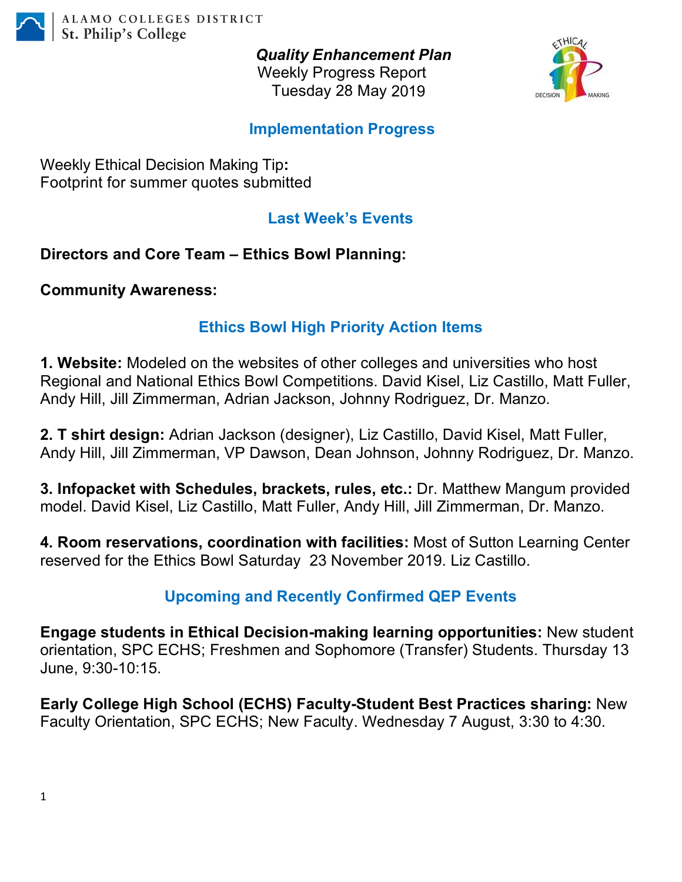ALAMO COLLEGES DISTRICT
St. Philip's College

# *Quality Enhancement Plan*

Weekly Progress Report
Tuesday 28 May 2019

## Implementation Progress

Weekly Ethical Decision Making Tip**:**
Footprint for summer quotes submitted

## Last Week's Events

**Directors and Core Team – Ethics Bowl Planning:**

**Community Awareness:**

## Ethics Bowl High Priority Action Items

**1. Website:** Modeled on the websites of other colleges and universities who host Regional and National Ethics Bowl Competitions. David Kisel, Liz Castillo, Matt Fuller, Andy Hill, Jill Zimmerman, Adrian Jackson, Johnny Rodriguez, Dr. Manzo.

**2. T shirt design:** Adrian Jackson (designer), Liz Castillo, David Kisel, Matt Fuller, Andy Hill, Jill Zimmerman, VP Dawson, Dean Johnson, Johnny Rodriguez, Dr. Manzo.

**3. Infopacket with Schedules, brackets, rules, etc.:** Dr. Matthew Mangum provided model. David Kisel, Liz Castillo, Matt Fuller, Andy Hill, Jill Zimmerman, Dr. Manzo.

**4. Room reservations, coordination with facilities:** Most of Sutton Learning Center reserved for the Ethics Bowl Saturday 23 November 2019. Liz Castillo.

## Upcoming and Recently Confirmed QEP Events

**Engage students in Ethical Decision-making learning opportunities:** New student orientation, SPC ECHS; Freshmen and Sophomore (Transfer) Students. Thursday 13 June, 9:30-10:15.

**Early College High School (ECHS) Faculty-Student Best Practices sharing:** New Faculty Orientation, SPC ECHS; New Faculty. Wednesday 7 August, 3:30 to 4:30.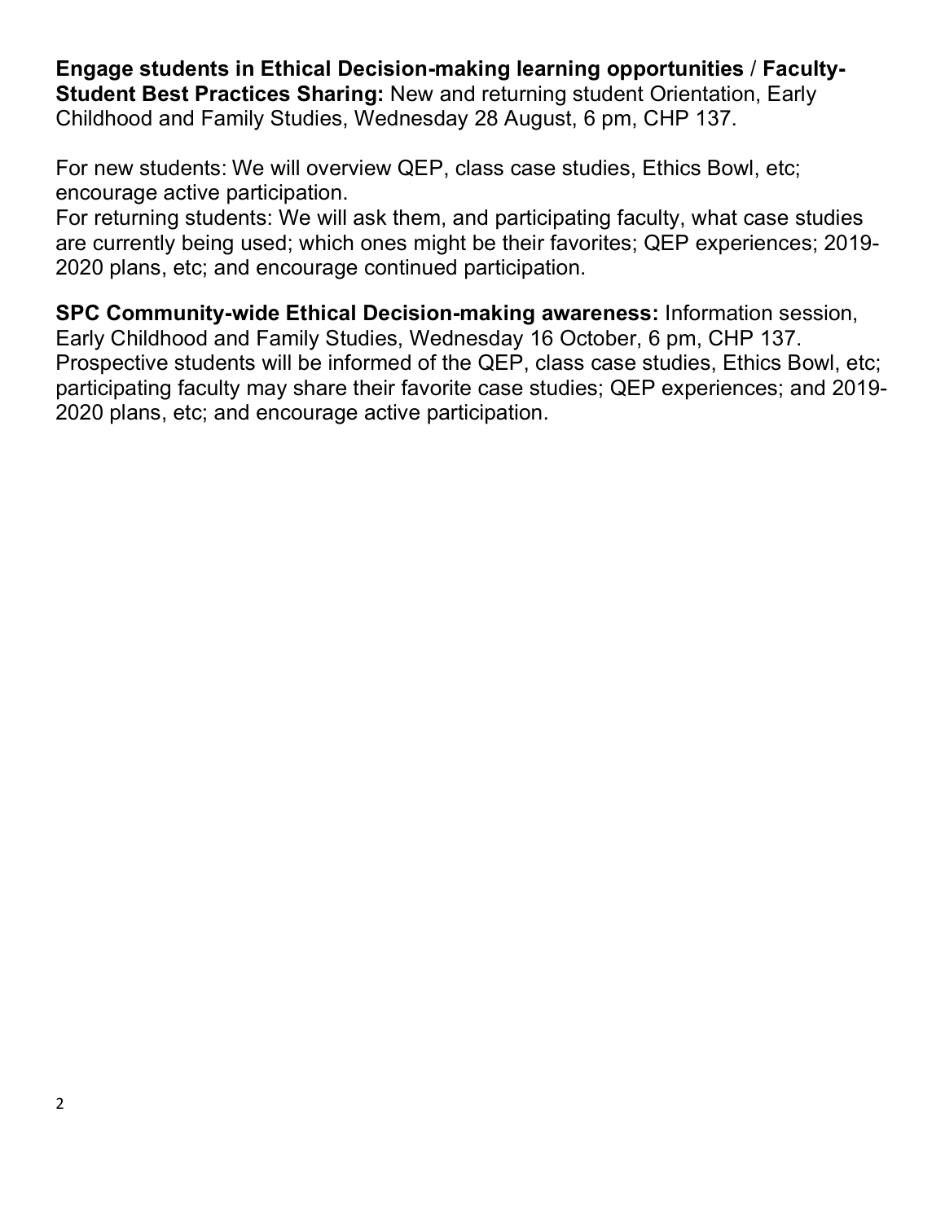**Engage students in Ethical Decision-making learning opportunities / Faculty-Student Best Practices Sharing:** New and returning student Orientation, Early Childhood and Family Studies, Wednesday 28 August, 6 pm, CHP 137.

For new students: We will overview QEP, class case studies, Ethics Bowl, etc; encourage active participation.
For returning students: We will ask them, and participating faculty, what case studies are currently being used; which ones might be their favorites; QEP experiences; 2019-2020 plans, etc; and encourage continued participation.

**SPC Community-wide Ethical Decision-making awareness:** Information session, Early Childhood and Family Studies, Wednesday 16 October, 6 pm, CHP 137. Prospective students will be informed of the QEP, class case studies, Ethics Bowl, etc; participating faculty may share their favorite case studies; QEP experiences; and 2019-2020 plans, etc; and encourage active participation.